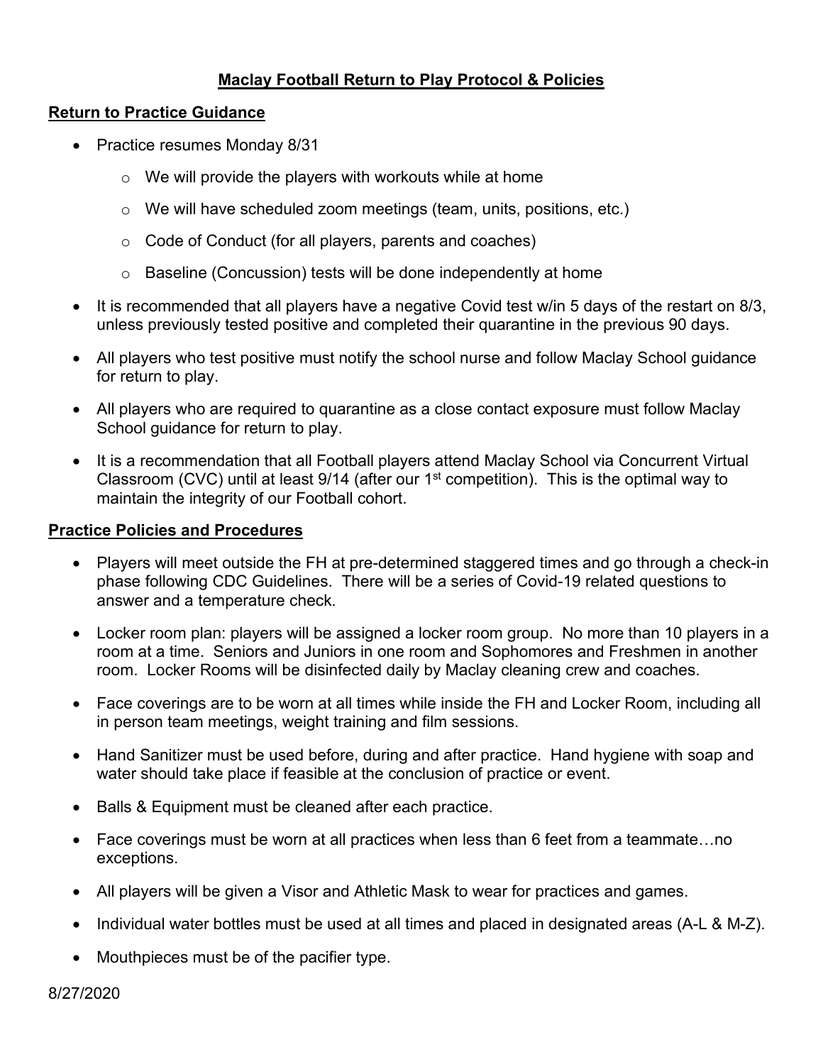# **Maclay Football Return to Play Protocol & Policies**

## **Return to Practice Guidance**

- Practice resumes Monday 8/31
  - We will provide the players with workouts while at home
  - We will have scheduled zoom meetings (team, units, positions, etc.)
  - Code of Conduct (for all players, parents and coaches)
  - Baseline (Concussion) tests will be done independently at home
- It is recommended that all players have a negative Covid test w/in 5 days of the restart on 8/3, unless previously tested positive and completed their quarantine in the previous 90 days.
- All players who test positive must notify the school nurse and follow Maclay School guidance for return to play.
- All players who are required to quarantine as a close contact exposure must follow Maclay School guidance for return to play.
- It is a recommendation that all Football players attend Maclay School via Concurrent Virtual Classroom (CVC) until at least 9/14 (after our 1st competition). This is the optimal way to maintain the integrity of our Football cohort.

## **Practice Policies and Procedures**

- Players will meet outside the FH at pre-determined staggered times and go through a check-in phase following CDC Guidelines. There will be a series of Covid-19 related questions to answer and a temperature check.
- Locker room plan: players will be assigned a locker room group. No more than 10 players in a room at a time. Seniors and Juniors in one room and Sophomores and Freshmen in another room. Locker Rooms will be disinfected daily by Maclay cleaning crew and coaches.
- Face coverings are to be worn at all times while inside the FH and Locker Room, including all in person team meetings, weight training and film sessions.
- Hand Sanitizer must be used before, during and after practice. Hand hygiene with soap and water should take place if feasible at the conclusion of practice or event.
- Balls & Equipment must be cleaned after each practice.
- Face coverings must be worn at all practices when less than 6 feet from a teammate…no exceptions.
- All players will be given a Visor and Athletic Mask to wear for practices and games.
- Individual water bottles must be used at all times and placed in designated areas (A-L & M-Z).
- Mouthpieces must be of the pacifier type.

8/27/2020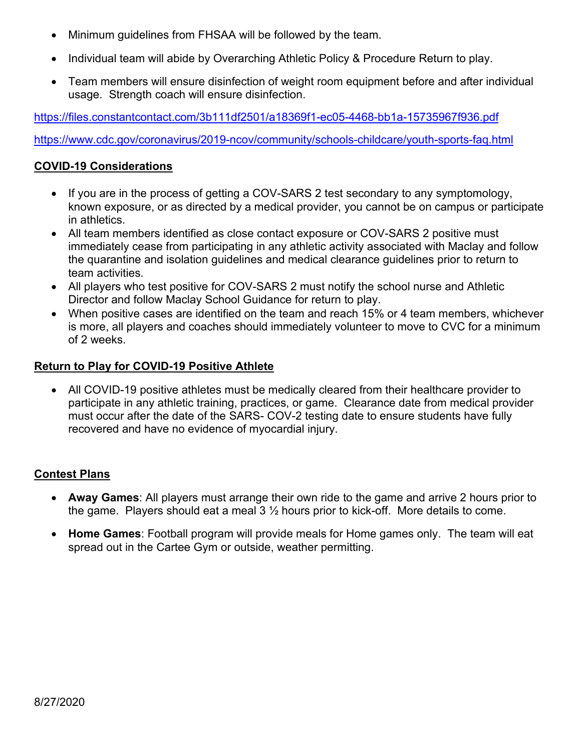- Minimum guidelines from FHSAA will be followed by the team.
- Individual team will abide by Overarching Athletic Policy & Procedure Return to play.
- Team members will ensure disinfection of weight room equipment before and after individual usage. Strength coach will ensure disinfection.

https://files.constantcontact.com/3b111df2501/a18369f1-ec05-4468-bb1a-15735967f936.pdf

https://www.cdc.gov/coronavirus/2019-ncov/community/schools-childcare/youth-sports-faq.html

## COVID-19 Considerations

- If you are in the process of getting a COV-SARS 2 test secondary to any symptomology, known exposure, or as directed by a medical provider, you cannot be on campus or participate in athletics.
- All team members identified as close contact exposure or COV-SARS 2 positive must immediately cease from participating in any athletic activity associated with Maclay and follow the quarantine and isolation guidelines and medical clearance guidelines prior to return to team activities.
- All players who test positive for COV-SARS 2 must notify the school nurse and Athletic Director and follow Maclay School Guidance for return to play.
- When positive cases are identified on the team and reach 15% or 4 team members, whichever is more, all players and coaches should immediately volunteer to move to CVC for a minimum of 2 weeks.

## Return to Play for COVID-19 Positive Athlete

- All COVID-19 positive athletes must be medically cleared from their healthcare provider to participate in any athletic training, practices, or game. Clearance date from medical provider must occur after the date of the SARS- COV-2 testing date to ensure students have fully recovered and have no evidence of myocardial injury.

## Contest Plans

- **Away Games**: All players must arrange their own ride to the game and arrive 2 hours prior to the game. Players should eat a meal 3 ½ hours prior to kick-off. More details to come.
- **Home Games**: Football program will provide meals for Home games only. The team will eat spread out in the Cartee Gym or outside, weather permitting.

8/27/2020